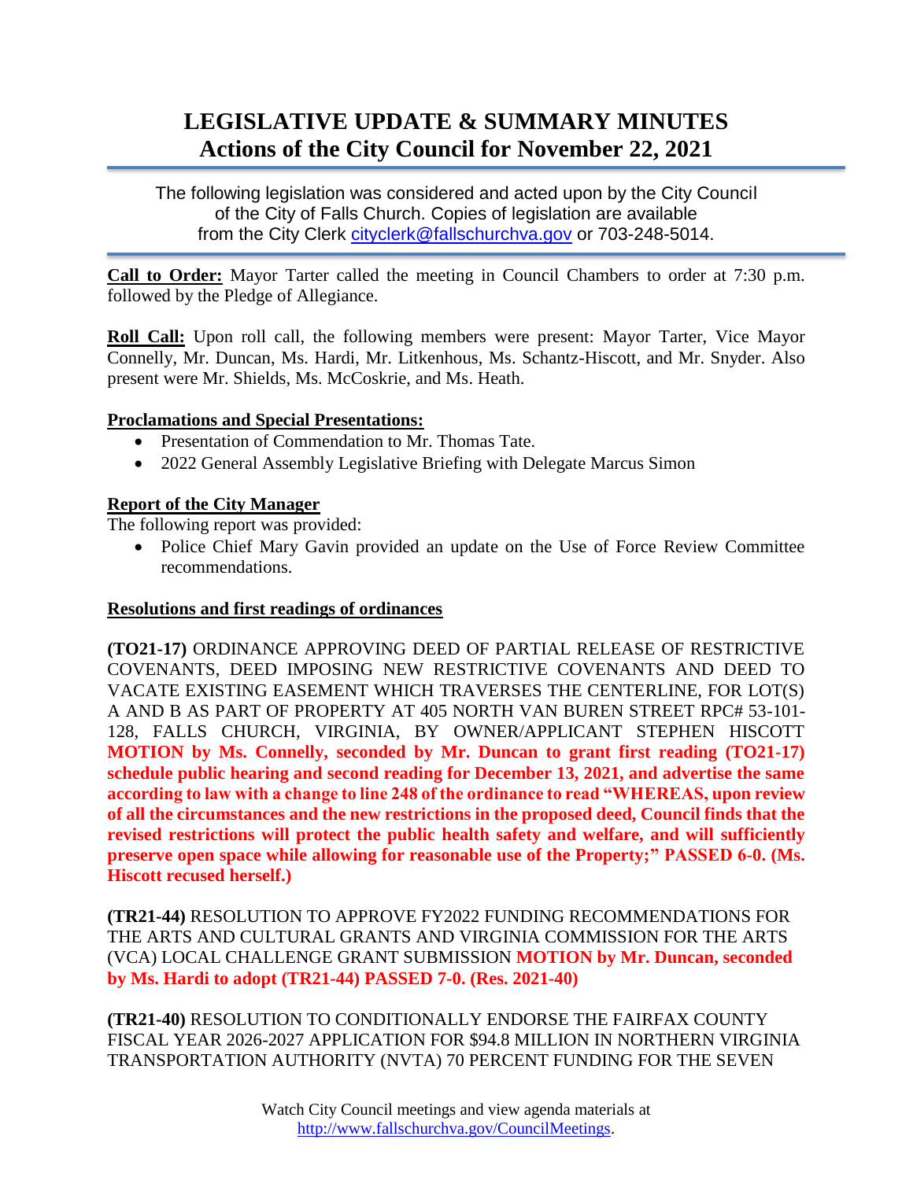# LEGISLATIVE UPDATE & SUMMARY MINUTES
## Actions of the City Council for November 22, 2021

The following legislation was considered and acted upon by the City Council of the City of Falls Church. Copies of legislation are available from the City Clerk cityclerk@fallschurchva.gov or 703-248-5014.

**Call to Order:** Mayor Tarter called the meeting in Council Chambers to order at 7:30 p.m. followed by the Pledge of Allegiance.

**Roll Call:** Upon roll call, the following members were present: Mayor Tarter, Vice Mayor Connelly, Mr. Duncan, Ms. Hardi, Mr. Litkenhous, Ms. Schantz-Hiscott, and Mr. Snyder. Also present were Mr. Shields, Ms. McCoskrie, and Ms. Heath.

**Proclamations and Special Presentations:**

- Presentation of Commendation to Mr. Thomas Tate.
- 2022 General Assembly Legislative Briefing with Delegate Marcus Simon

**Report of the City Manager**

The following report was provided:

- Police Chief Mary Gavin provided an update on the Use of Force Review Committee recommendations.

**Resolutions and first readings of ordinances**

**(TO21-17)** ORDINANCE APPROVING DEED OF PARTIAL RELEASE OF RESTRICTIVE COVENANTS, DEED IMPOSING NEW RESTRICTIVE COVENANTS AND DEED TO VACATE EXISTING EASEMENT WHICH TRAVERSES THE CENTERLINE, FOR LOT(S) A AND B AS PART OF PROPERTY AT 405 NORTH VAN BUREN STREET RPC# 53-101-128, FALLS CHURCH, VIRGINIA, BY OWNER/APPLICANT STEPHEN HISCOTT **MOTION by Ms. Connelly, seconded by Mr. Duncan to grant first reading (TO21-17) schedule public hearing and second reading for December 13, 2021, and advertise the same according to law with a change to line 248 of the ordinance to read "WHEREAS, upon review of all the circumstances and the new restrictions in the proposed deed, Council finds that the revised restrictions will protect the public health safety and welfare, and will sufficiently preserve open space while allowing for reasonable use of the Property;" PASSED 6-0. (Ms. Hiscott recused herself.)**

**(TR21-44)** RESOLUTION TO APPROVE FY2022 FUNDING RECOMMENDATIONS FOR THE ARTS AND CULTURAL GRANTS AND VIRGINIA COMMISSION FOR THE ARTS (VCA) LOCAL CHALLENGE GRANT SUBMISSION **MOTION by Mr. Duncan, seconded by Ms. Hardi to adopt (TR21-44) PASSED 7-0. (Res. 2021-40)**

**(TR21-40)** RESOLUTION TO CONDITIONALLY ENDORSE THE FAIRFAX COUNTY FISCAL YEAR 2026-2027 APPLICATION FOR $94.8 MILLION IN NORTHERN VIRGINIA TRANSPORTATION AUTHORITY (NVTA) 70 PERCENT FUNDING FOR THE SEVEN

Watch City Council meetings and view agenda materials at http://www.fallschurchva.gov/CouncilMeetings.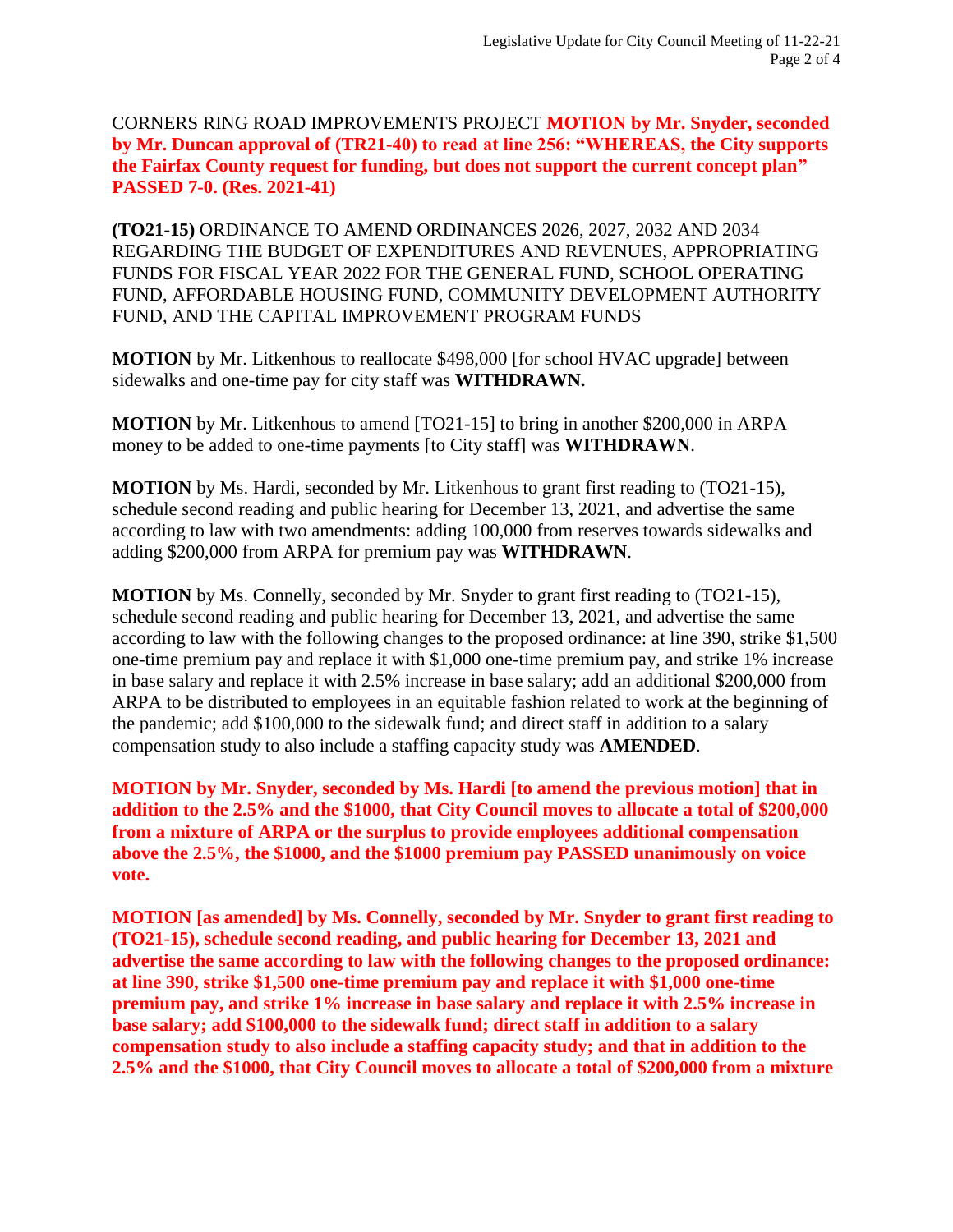CORNERS RING ROAD IMPROVEMENTS PROJECT **MOTION by Mr. Snyder, seconded by Mr. Duncan approval of (TR21-40) to read at line 256: "WHEREAS, the City supports the Fairfax County request for funding, but does not support the current concept plan" PASSED 7-0. (Res. 2021-41)**

**(TO21-15)** ORDINANCE TO AMEND ORDINANCES 2026, 2027, 2032 AND 2034 REGARDING THE BUDGET OF EXPENDITURES AND REVENUES, APPROPRIATING FUNDS FOR FISCAL YEAR 2022 FOR THE GENERAL FUND, SCHOOL OPERATING FUND, AFFORDABLE HOUSING FUND, COMMUNITY DEVELOPMENT AUTHORITY FUND, AND THE CAPITAL IMPROVEMENT PROGRAM FUNDS

**MOTION** by Mr. Litkenhous to reallocate $498,000 [for school HVAC upgrade] between sidewalks and one-time pay for city staff was **WITHDRAWN.**

**MOTION** by Mr. Litkenhous to amend [TO21-15] to bring in another $200,000 in ARPA money to be added to one-time payments [to City staff] was **WITHDRAWN**.

**MOTION** by Ms. Hardi, seconded by Mr. Litkenhous to grant first reading to (TO21-15), schedule second reading and public hearing for December 13, 2021, and advertise the same according to law with two amendments: adding 100,000 from reserves towards sidewalks and adding $200,000 from ARPA for premium pay was **WITHDRAWN**.

**MOTION** by Ms. Connelly, seconded by Mr. Snyder to grant first reading to (TO21-15), schedule second reading and public hearing for December 13, 2021, and advertise the same according to law with the following changes to the proposed ordinance: at line 390, strike $1,500 one-time premium pay and replace it with $1,000 one-time premium pay, and strike 1% increase in base salary and replace it with 2.5% increase in base salary; add an additional $200,000 from ARPA to be distributed to employees in an equitable fashion related to work at the beginning of the pandemic; add $100,000 to the sidewalk fund; and direct staff in addition to a salary compensation study to also include a staffing capacity study was **AMENDED**.

**MOTION by Mr. Snyder, seconded by Ms. Hardi [to amend the previous motion] that in addition to the 2.5% and the $1000, that City Council moves to allocate a total of $200,000 from a mixture of ARPA or the surplus to provide employees additional compensation above the 2.5%, the $1000, and the $1000 premium pay PASSED unanimously on voice vote.**

**MOTION [as amended] by Ms. Connelly, seconded by Mr. Snyder to grant first reading to (TO21-15), schedule second reading, and public hearing for December 13, 2021 and advertise the same according to law with the following changes to the proposed ordinance: at line 390, strike $1,500 one-time premium pay and replace it with $1,000 one-time premium pay, and strike 1% increase in base salary and replace it with 2.5% increase in base salary; add $100,000 to the sidewalk fund; direct staff in addition to a salary compensation study to also include a staffing capacity study; and that in addition to the 2.5% and the $1000, that City Council moves to allocate a total of $200,000 from a mixture**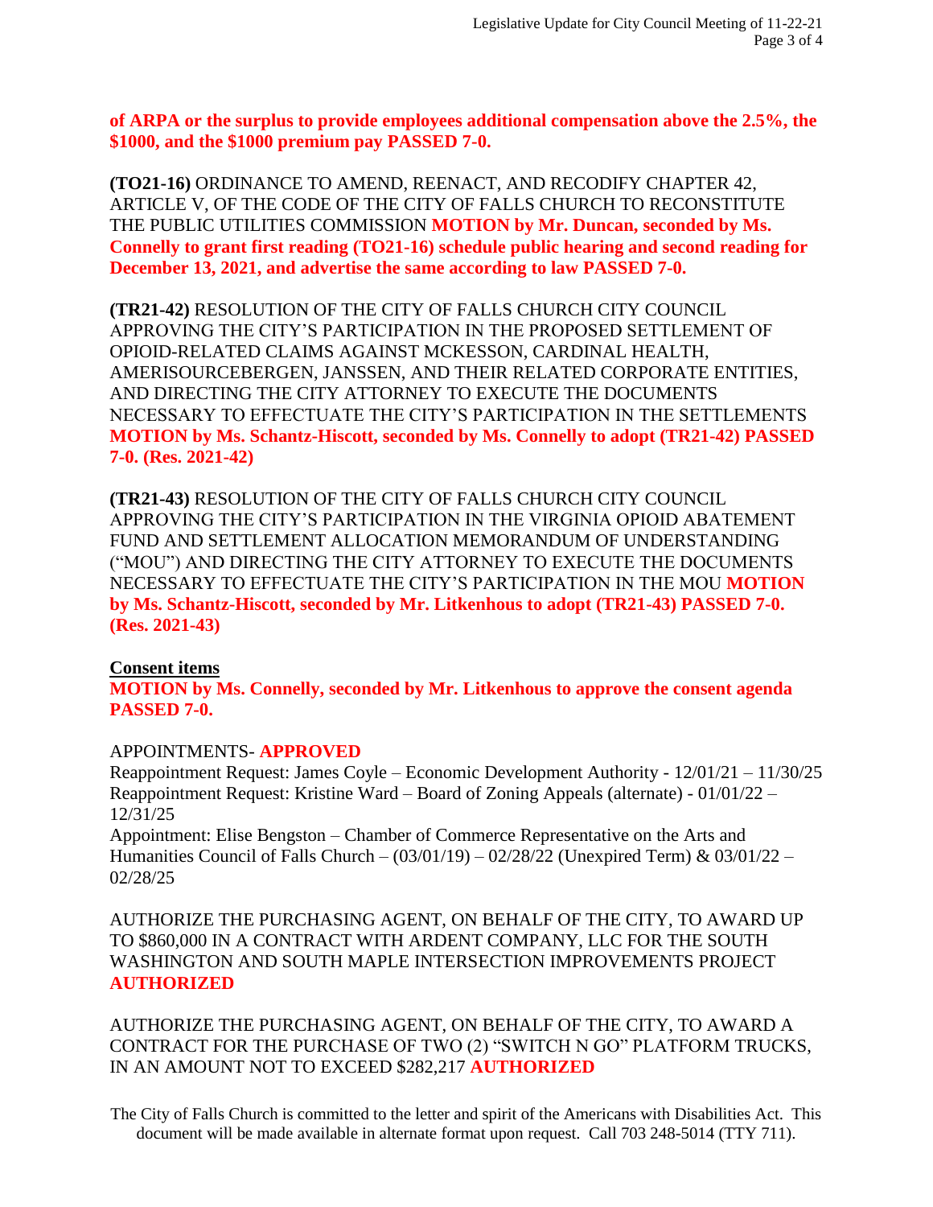**of ARPA or the surplus to provide employees additional compensation above the 2.5%, the $1000, and the $1000 premium pay PASSED 7-0.**

**(TO21-16)** ORDINANCE TO AMEND, REENACT, AND RECODIFY CHAPTER 42, ARTICLE V, OF THE CODE OF THE CITY OF FALLS CHURCH TO RECONSTITUTE THE PUBLIC UTILITIES COMMISSION **MOTION by Mr. Duncan, seconded by Ms. Connelly to grant first reading (TO21-16) schedule public hearing and second reading for December 13, 2021, and advertise the same according to law PASSED 7-0.**

**(TR21-42)** RESOLUTION OF THE CITY OF FALLS CHURCH CITY COUNCIL APPROVING THE CITY'S PARTICIPATION IN THE PROPOSED SETTLEMENT OF OPIOID-RELATED CLAIMS AGAINST MCKESSON, CARDINAL HEALTH, AMERISOURCEBERGEN, JANSSEN, AND THEIR RELATED CORPORATE ENTITIES, AND DIRECTING THE CITY ATTORNEY TO EXECUTE THE DOCUMENTS NECESSARY TO EFFECTUATE THE CITY'S PARTICIPATION IN THE SETTLEMENTS **MOTION by Ms. Schantz-Hiscott, seconded by Ms. Connelly to adopt (TR21-42) PASSED 7-0. (Res. 2021-42)**

**(TR21-43)** RESOLUTION OF THE CITY OF FALLS CHURCH CITY COUNCIL APPROVING THE CITY'S PARTICIPATION IN THE VIRGINIA OPIOID ABATEMENT FUND AND SETTLEMENT ALLOCATION MEMORANDUM OF UNDERSTANDING ("MOU") AND DIRECTING THE CITY ATTORNEY TO EXECUTE THE DOCUMENTS NECESSARY TO EFFECTUATE THE CITY'S PARTICIPATION IN THE MOU **MOTION by Ms. Schantz-Hiscott, seconded by Mr. Litkenhous to adopt (TR21-43) PASSED 7-0. (Res. 2021-43)**

**Consent items**

**MOTION by Ms. Connelly, seconded by Mr. Litkenhous to approve the consent agenda PASSED 7-0.**

APPOINTMENTS- **APPROVED**
Reappointment Request: James Coyle – Economic Development Authority - 12/01/21 – 11/30/25
Reappointment Request: Kristine Ward – Board of Zoning Appeals (alternate) - 01/01/22 – 12/31/25
Appointment: Elise Bengston – Chamber of Commerce Representative on the Arts and Humanities Council of Falls Church – (03/01/19) – 02/28/22 (Unexpired Term) & 03/01/22 – 02/28/25

AUTHORIZE THE PURCHASING AGENT, ON BEHALF OF THE CITY, TO AWARD UP TO $860,000 IN A CONTRACT WITH ARDENT COMPANY, LLC FOR THE SOUTH WASHINGTON AND SOUTH MAPLE INTERSECTION IMPROVEMENTS PROJECT **AUTHORIZED**

AUTHORIZE THE PURCHASING AGENT, ON BEHALF OF THE CITY, TO AWARD A CONTRACT FOR THE PURCHASE OF TWO (2) "SWITCH N GO" PLATFORM TRUCKS, IN AN AMOUNT NOT TO EXCEED $282,217 **AUTHORIZED**

The City of Falls Church is committed to the letter and spirit of the Americans with Disabilities Act. This document will be made available in alternate format upon request. Call 703 248-5014 (TTY 711).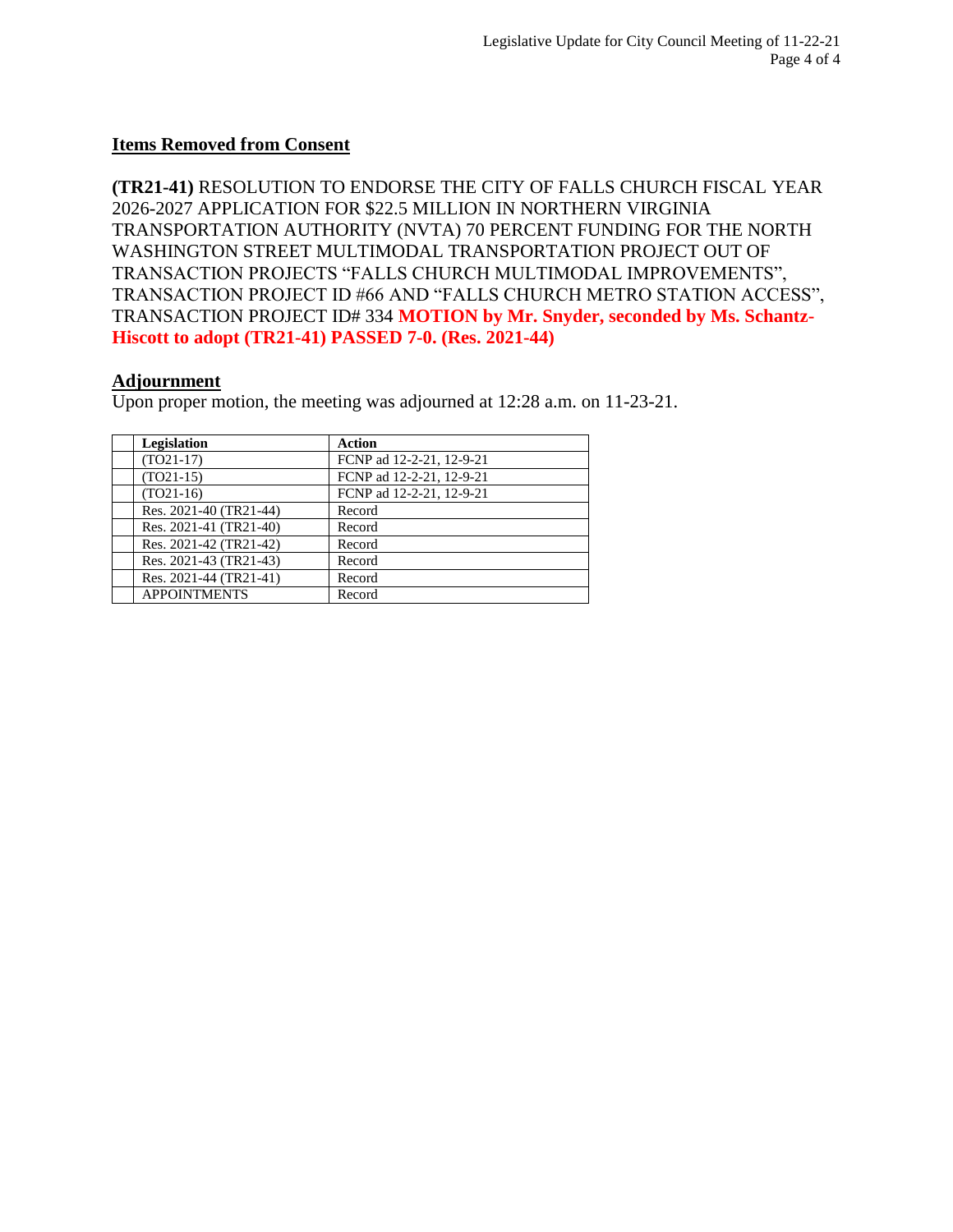## Items Removed from Consent

**(TR21-41)** RESOLUTION TO ENDORSE THE CITY OF FALLS CHURCH FISCAL YEAR 2026-2027 APPLICATION FOR $22.5 MILLION IN NORTHERN VIRGINIA TRANSPORTATION AUTHORITY (NVTA) 70 PERCENT FUNDING FOR THE NORTH WASHINGTON STREET MULTIMODAL TRANSPORTATION PROJECT OUT OF TRANSACTION PROJECTS "FALLS CHURCH MULTIMODAL IMPROVEMENTS", TRANSACTION PROJECT ID #66 AND "FALLS CHURCH METRO STATION ACCESS", TRANSACTION PROJECT ID# 334 **MOTION by Mr. Snyder, seconded by Ms. Schantz-Hiscott to adopt (TR21-41) PASSED 7-0. (Res. 2021-44)**

## Adjournment

Upon proper motion, the meeting was adjourned at 12:28 a.m. on 11-23-21.

| | Legislation | Action |
|---|---|---|
| | (TO21-17) | FCNP ad 12-2-21, 12-9-21 |
| | (TO21-15) | FCNP ad 12-2-21, 12-9-21 |
| | (TO21-16) | FCNP ad 12-2-21, 12-9-21 |
| | Res. 2021-40 (TR21-44) | Record |
| | Res. 2021-41 (TR21-40) | Record |
| | Res. 2021-42 (TR21-42) | Record |
| | Res. 2021-43 (TR21-43) | Record |
| | Res. 2021-44 (TR21-41) | Record |
| | APPOINTMENTS | Record |